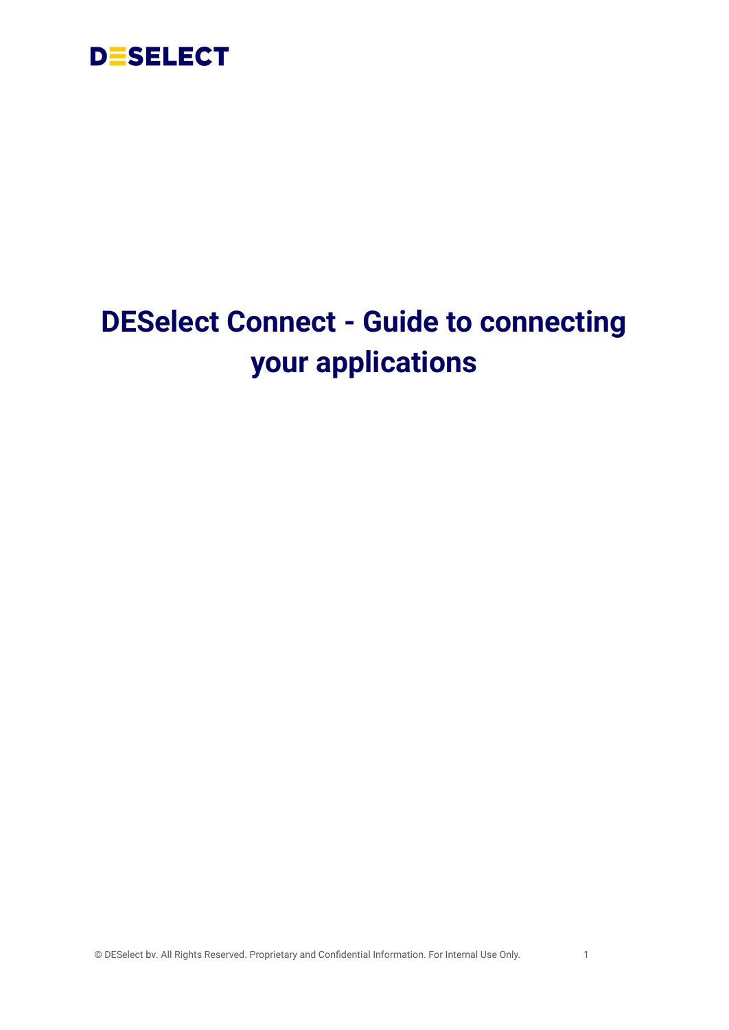DESELECT

# DESelect Connect - Guide to connecting your applications

© DESelect bv. All Rights Reserved. Proprietary and Confidential Information. For Internal Use Only.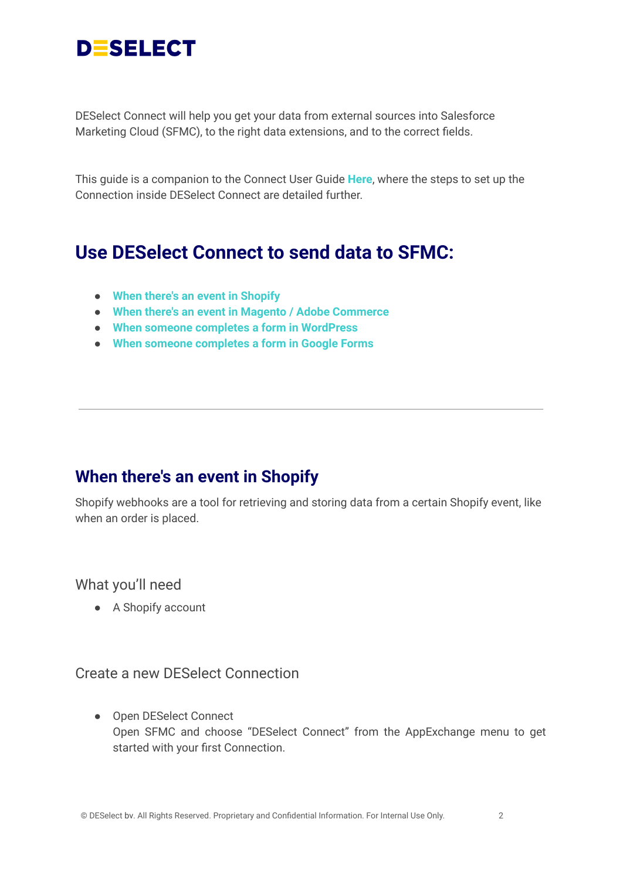DESELECT

DESelect Connect will help you get your data from external sources into Salesforce Marketing Cloud (SFMC), to the right data extensions, and to the correct fields.

This guide is a companion to the Connect User Guide **Here**, where the steps to set up the Connection inside DESelect Connect are detailed further.

## Use DESelect Connect to send data to SFMC:

- **When there's an event in Shopify**
- **When there's an event in Magento / Adobe Commerce**
- **When someone completes a form in WordPress**
- **When someone completes a form in Google Forms**

---

## When there's an event in Shopify

Shopify webhooks are a tool for retrieving and storing data from a certain Shopify event, like when an order is placed.

### What you'll need

- A Shopify account

### Create a new DESelect Connection

- Open DESelect Connect
  Open SFMC and choose "DESelect Connect" from the AppExchange menu to get started with your first Connection.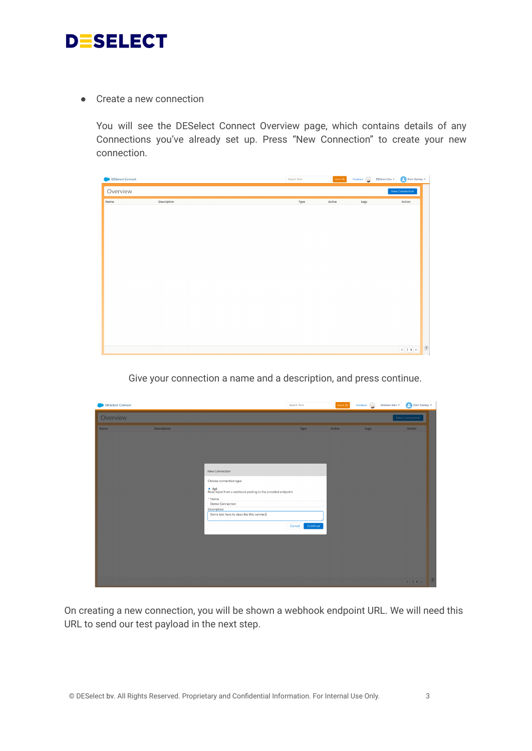- Create a new connection

  You will see the DESelect Connect Overview page, which contains details of any Connections you've already set up. Press "New Connection" to create your new connection.

  Give your connection a name and a description, and press continue.

On creating a new connection, you will be shown a webhook endpoint URL. We will need this URL to send our test payload in the next step.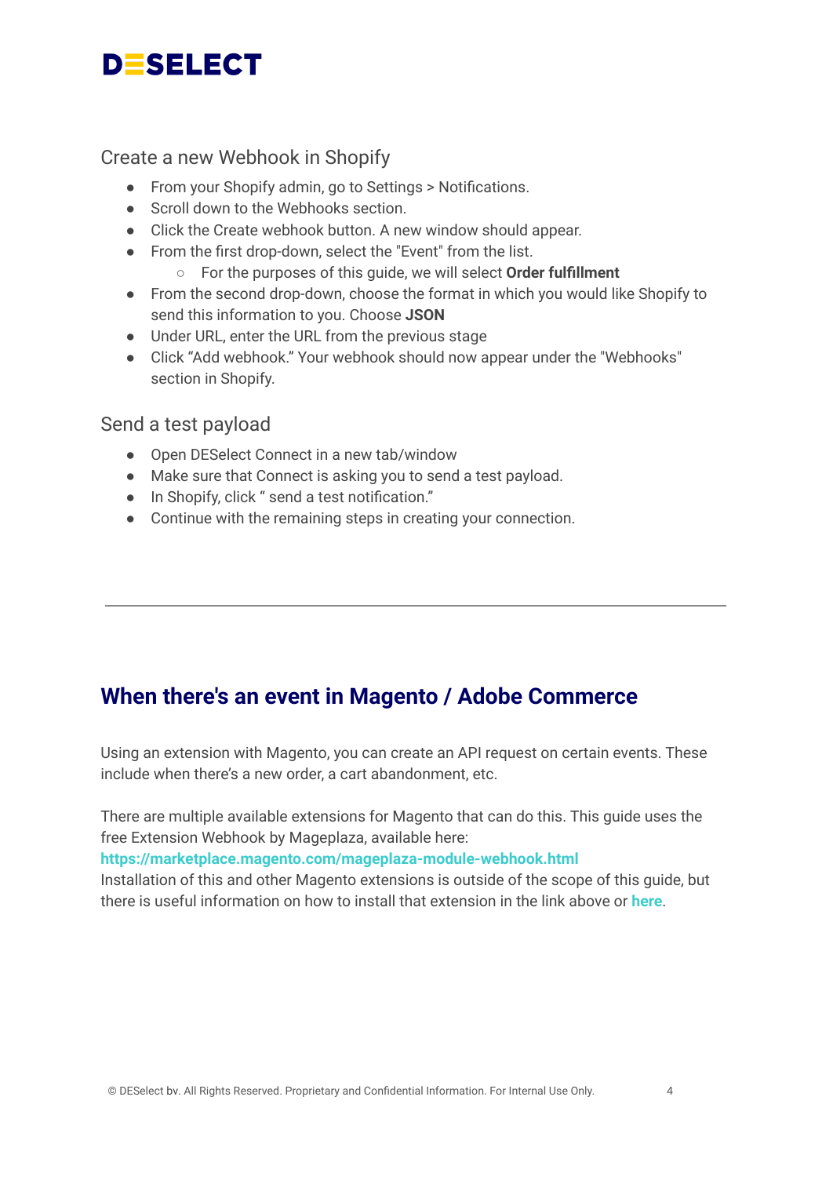### Create a new Webhook in Shopify

- From your Shopify admin, go to Settings > Notifications.
- Scroll down to the Webhooks section.
- Click the Create webhook button. A new window should appear.
- From the first drop-down, select the "Event" from the list.
    - For the purposes of this guide, we will select **Order fulfillment**
- From the second drop-down, choose the format in which you would like Shopify to send this information to you. Choose **JSON**
- Under URL, enter the URL from the previous stage
- Click “Add webhook.” Your webhook should now appear under the "Webhooks" section in Shopify.

### Send a test payload

- Open DESelect Connect in a new tab/window
- Make sure that Connect is asking you to send a test payload.
- In Shopify, click “ send a test notification.”
- Continue with the remaining steps in creating your connection.

---

## When there's an event in Magento / Adobe Commerce

Using an extension with Magento, you can create an API request on certain events. These include when there’s a new order, a cart abandonment, etc.

There are multiple available extensions for Magento that can do this. This guide uses the free Extension Webhook by Mageplaza, available here:
**https://marketplace.magento.com/mageplaza-module-webhook.html**
Installation of this and other Magento extensions is outside of the scope of this guide, but there is useful information on how to install that extension in the link above or **here**.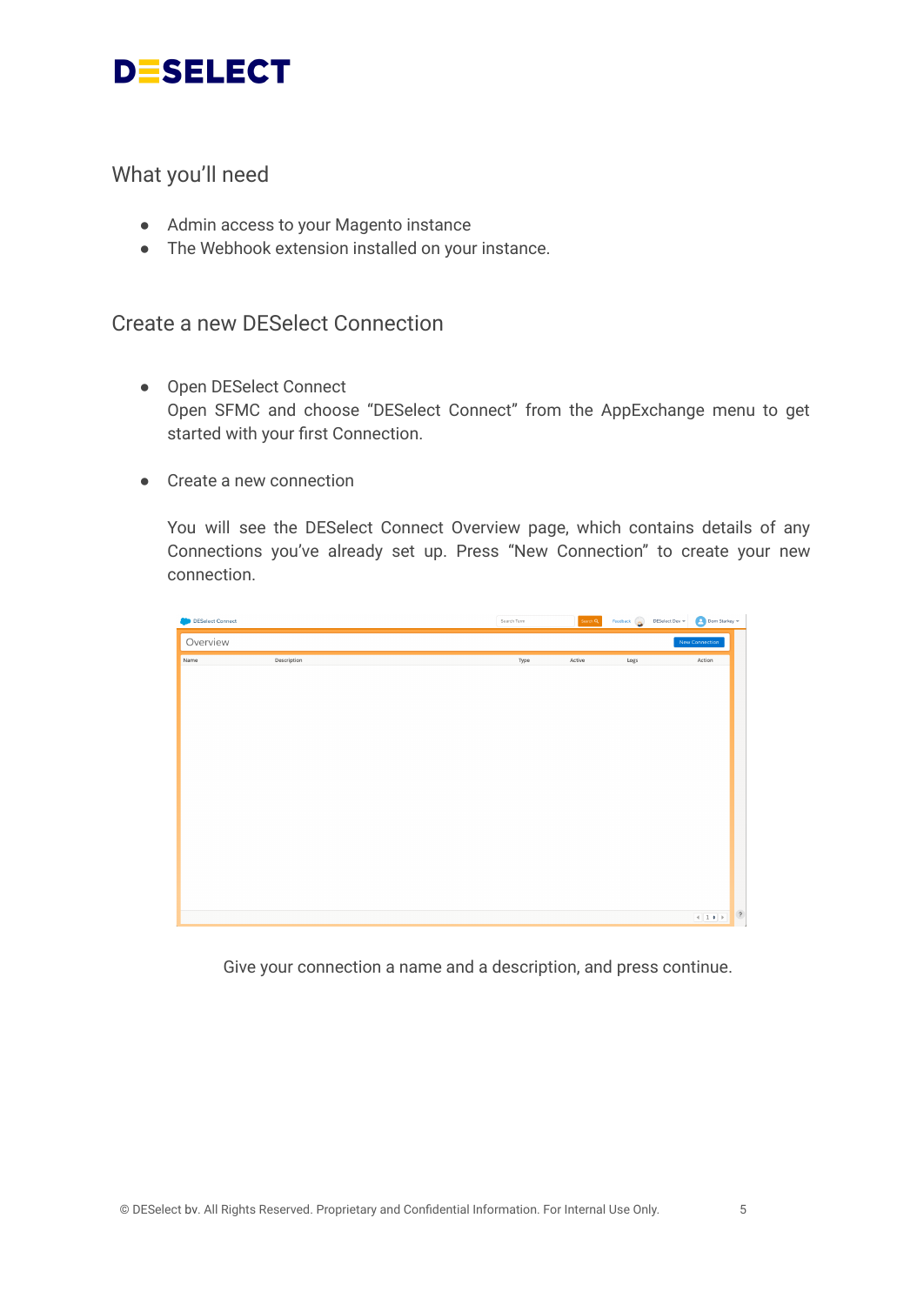## What you'll need

- Admin access to your Magento instance
- The Webhook extension installed on your instance.

## Create a new DESelect Connection

- Open DESelect Connect
  Open SFMC and choose "DESelect Connect" from the AppExchange menu to get started with your first Connection.

- Create a new connection

  You will see the DESelect Connect Overview page, which contains details of any Connections you've already set up. Press "New Connection" to create your new connection.

Give your connection a name and a description, and press continue.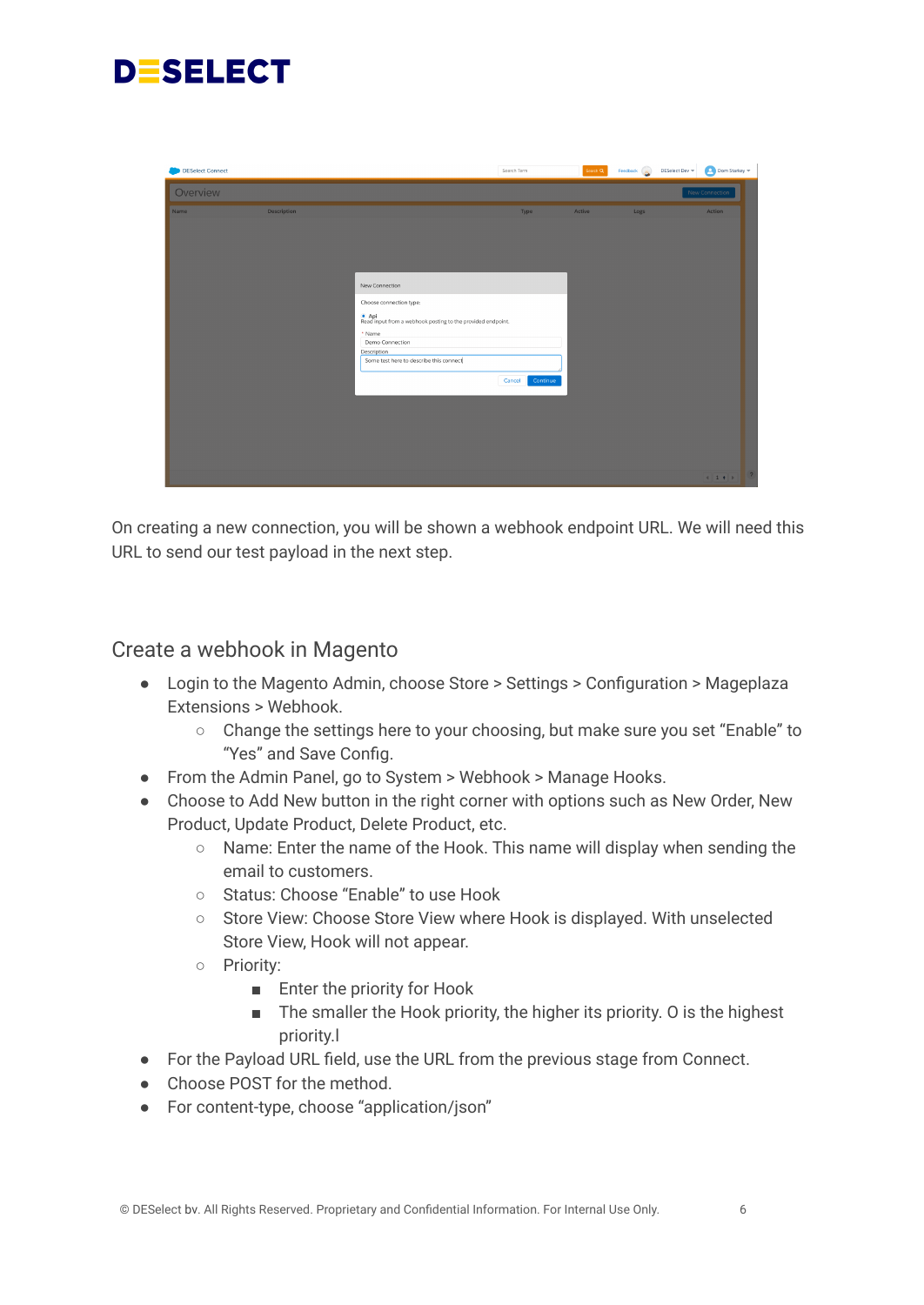On creating a new connection, you will be shown a webhook endpoint URL. We will need this URL to send our test payload in the next step.

## Create a webhook in Magento

- Login to the Magento Admin, choose Store > Settings > Configuration > Mageplaza Extensions > Webhook.
  - Change the settings here to your choosing, but make sure you set “Enable” to “Yes” and Save Config.
- From the Admin Panel, go to System > Webhook > Manage Hooks.
- Choose to Add New button in the right corner with options such as New Order, New Product, Update Product, Delete Product, etc.
  - Name: Enter the name of the Hook. This name will display when sending the email to customers.
  - Status: Choose “Enable” to use Hook
  - Store View: Choose Store View where Hook is displayed. With unselected Store View, Hook will not appear.
  - Priority:
    - Enter the priority for Hook
    - The smaller the Hook priority, the higher its priority. 0 is the highest priority.l
- For the Payload URL field, use the URL from the previous stage from Connect.
- Choose POST for the method.
- For content-type, choose “application/json”

© DESelect bv. All Rights Reserved. Proprietary and Confidential Information. For Internal Use Only.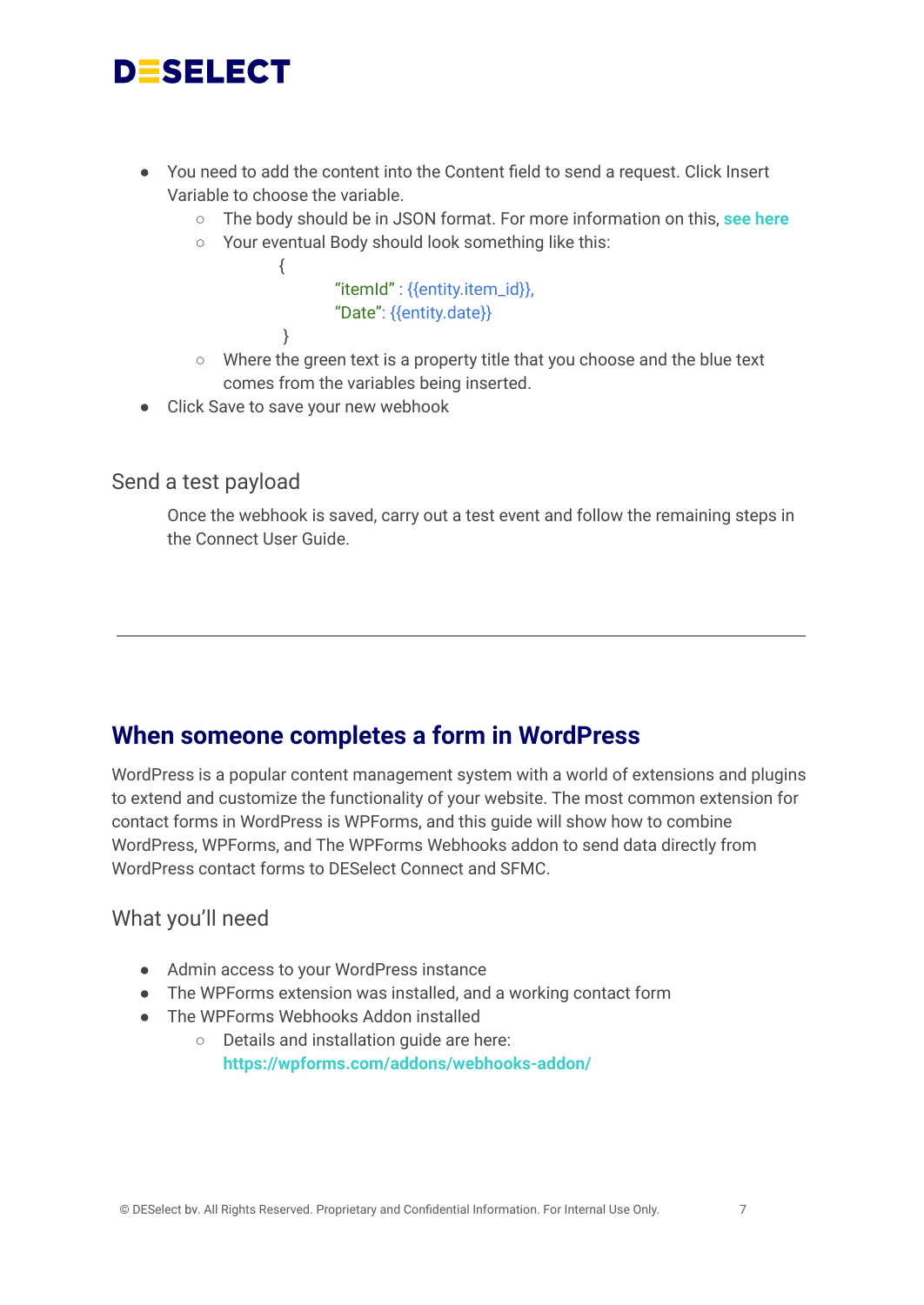- You need to add the content into the Content field to send a request. Click Insert Variable to choose the variable.
  - The body should be in JSON format. For more information on this, **see here**
  - Your eventual Body should look something like this:

```
{
        "itemId" : {{entity.item_id}},
        "Date": {{entity.date}}
}
```

  - Where the green text is a property title that you choose and the blue text comes from the variables being inserted.
- Click Save to save your new webhook

### Send a test payload

Once the webhook is saved, carry out a test event and follow the remaining steps in the Connect User Guide.

---

## When someone completes a form in WordPress

WordPress is a popular content management system with a world of extensions and plugins to extend and customize the functionality of your website. The most common extension for contact forms in WordPress is WPForms, and this guide will show how to combine WordPress, WPForms, and The WPForms Webhooks addon to send data directly from WordPress contact forms to DESelect Connect and SFMC.

### What you'll need

- Admin access to your WordPress instance
- The WPForms extension was installed, and a working contact form
- The WPForms Webhooks Addon installed
  - Details and installation guide are here: **https://wpforms.com/addons/webhooks-addon/**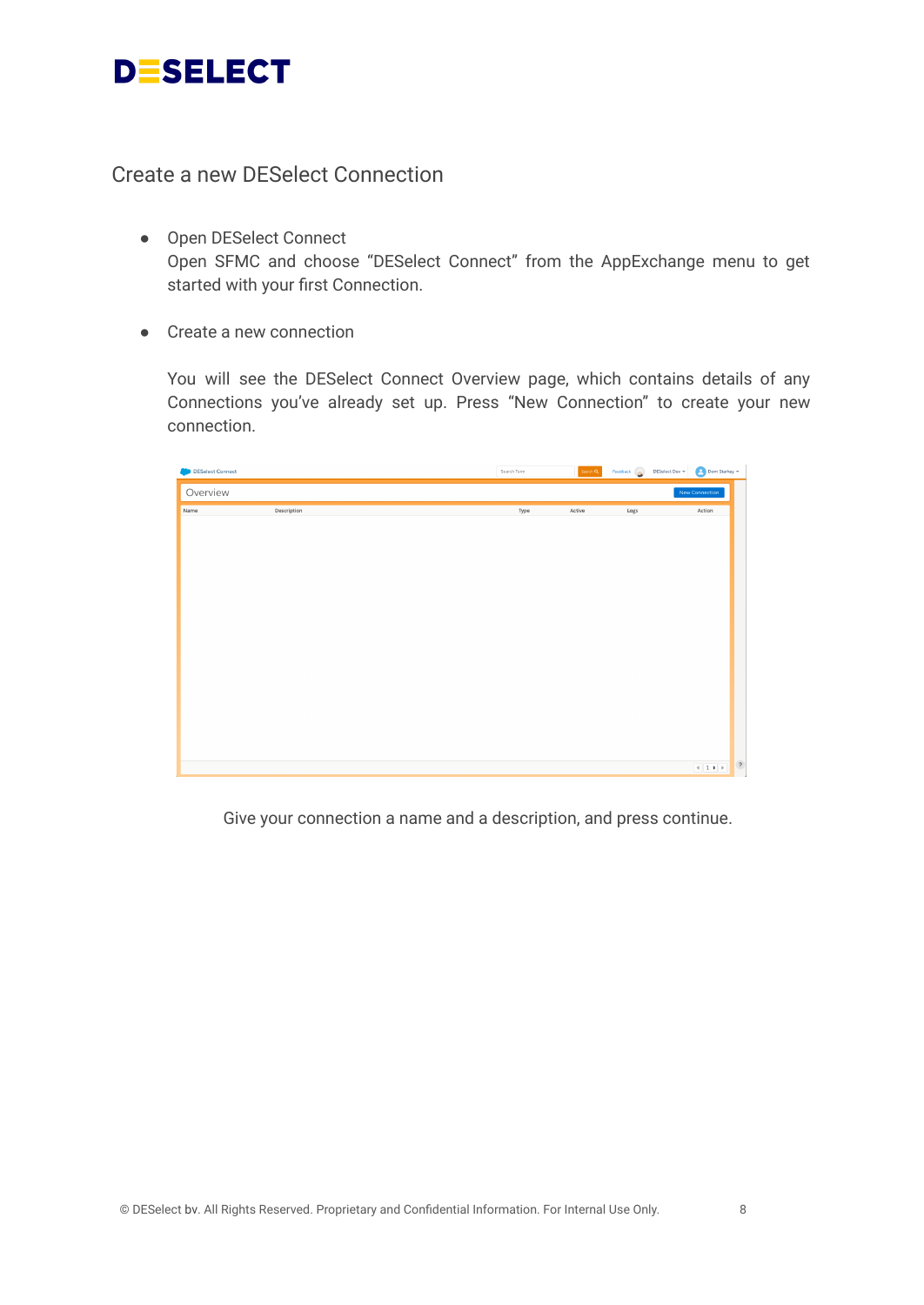## Create a new DESelect Connection

- Open DESelect Connect
  Open SFMC and choose "DESelect Connect" from the AppExchange menu to get started with your first Connection.

- Create a new connection

  You will see the DESelect Connect Overview page, which contains details of any Connections you've already set up. Press "New Connection" to create your new connection.

Give your connection a name and a description, and press continue.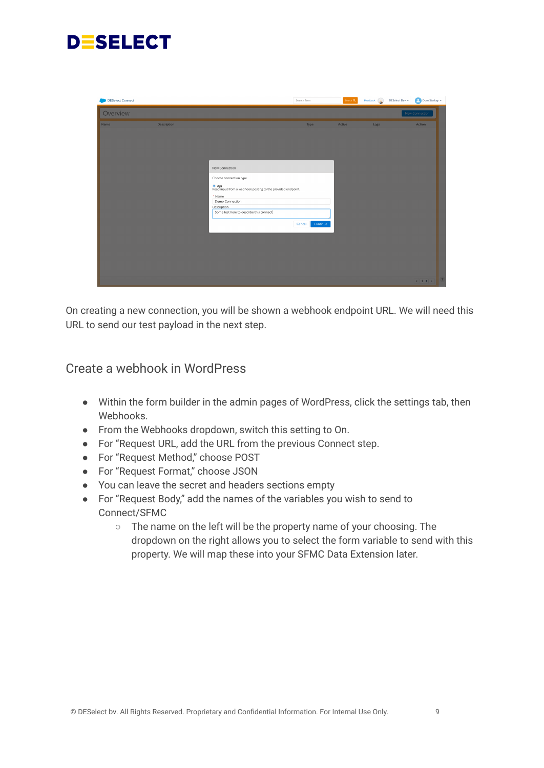On creating a new connection, you will be shown a webhook endpoint URL. We will need this URL to send our test payload in the next step.

## Create a webhook in WordPress

- Within the form builder in the admin pages of WordPress, click the settings tab, then Webhooks.
- From the Webhooks dropdown, switch this setting to On.
- For "Request URL, add the URL from the previous Connect step.
- For "Request Method," choose POST
- For "Request Format," choose JSON
- You can leave the secret and headers sections empty
- For "Request Body," add the names of the variables you wish to send to Connect/SFMC
    - The name on the left will be the property name of your choosing. The dropdown on the right allows you to select the form variable to send with this property. We will map these into your SFMC Data Extension later.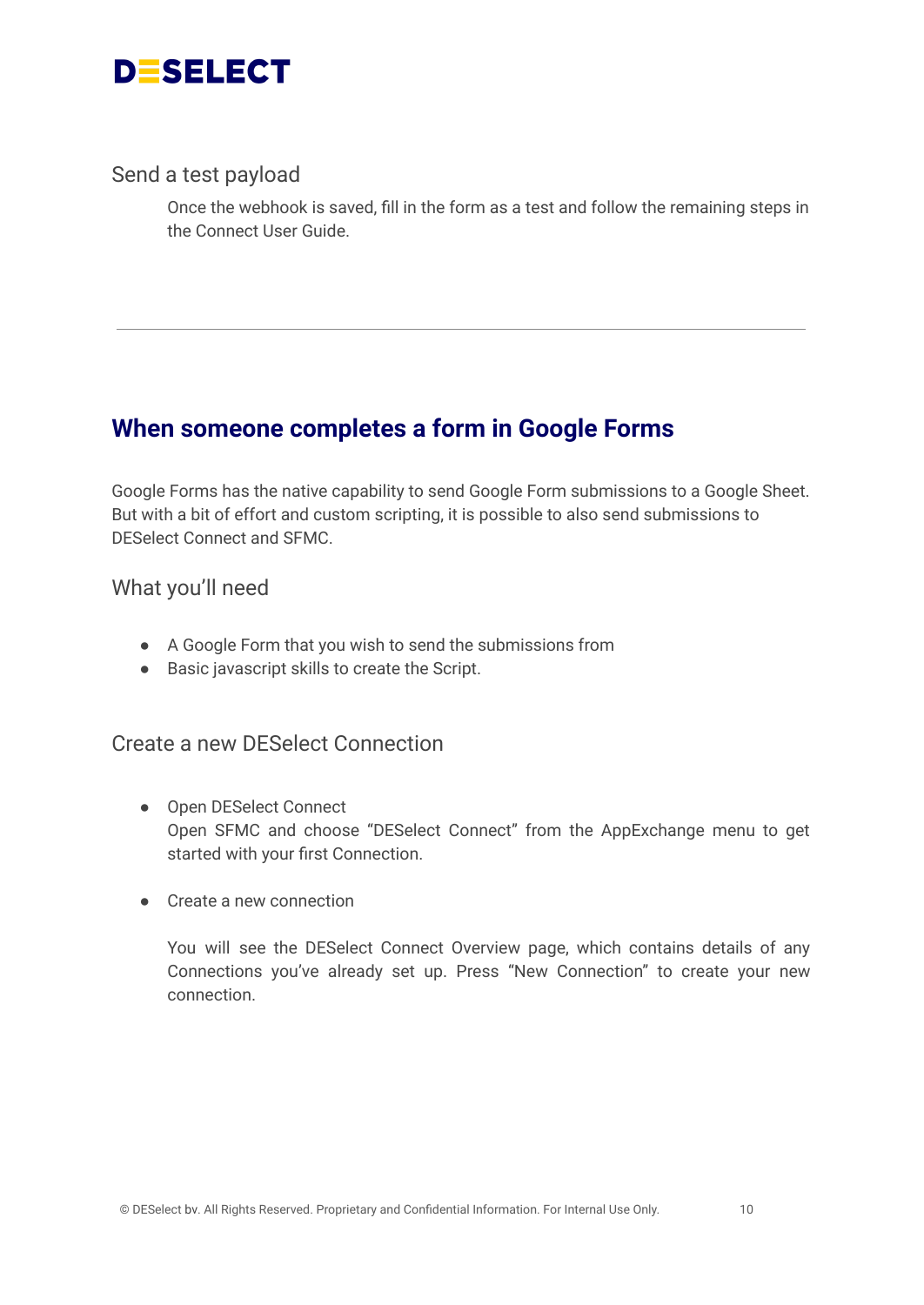### Send a test payload

Once the webhook is saved, fill in the form as a test and follow the remaining steps in the Connect User Guide.

---

## When someone completes a form in Google Forms

Google Forms has the native capability to send Google Form submissions to a Google Sheet. But with a bit of effort and custom scripting, it is possible to also send submissions to DESelect Connect and SFMC.

### What you'll need

- A Google Form that you wish to send the submissions from
- Basic javascript skills to create the Script.

### Create a new DESelect Connection

- Open DESelect Connect
  Open SFMC and choose "DESelect Connect" from the AppExchange menu to get started with your first Connection.

- Create a new connection

  You will see the DESelect Connect Overview page, which contains details of any Connections you've already set up. Press "New Connection" to create your new connection.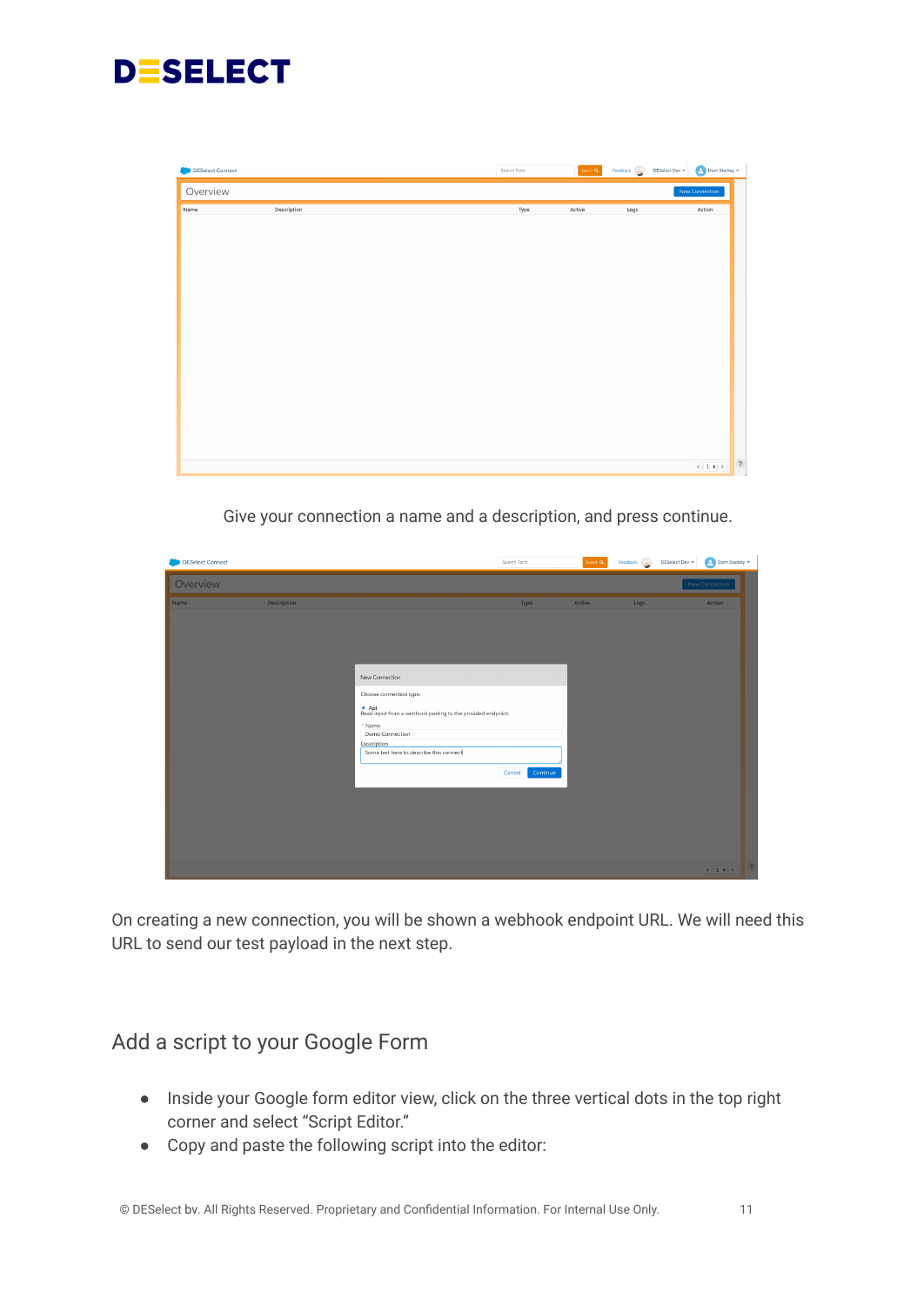Give your connection a name and a description, and press continue.

On creating a new connection, you will be shown a webhook endpoint URL. We will need this URL to send our test payload in the next step.

## Add a script to your Google Form

- Inside your Google form editor view, click on the three vertical dots in the top right corner and select "Script Editor."
- Copy and paste the following script into the editor: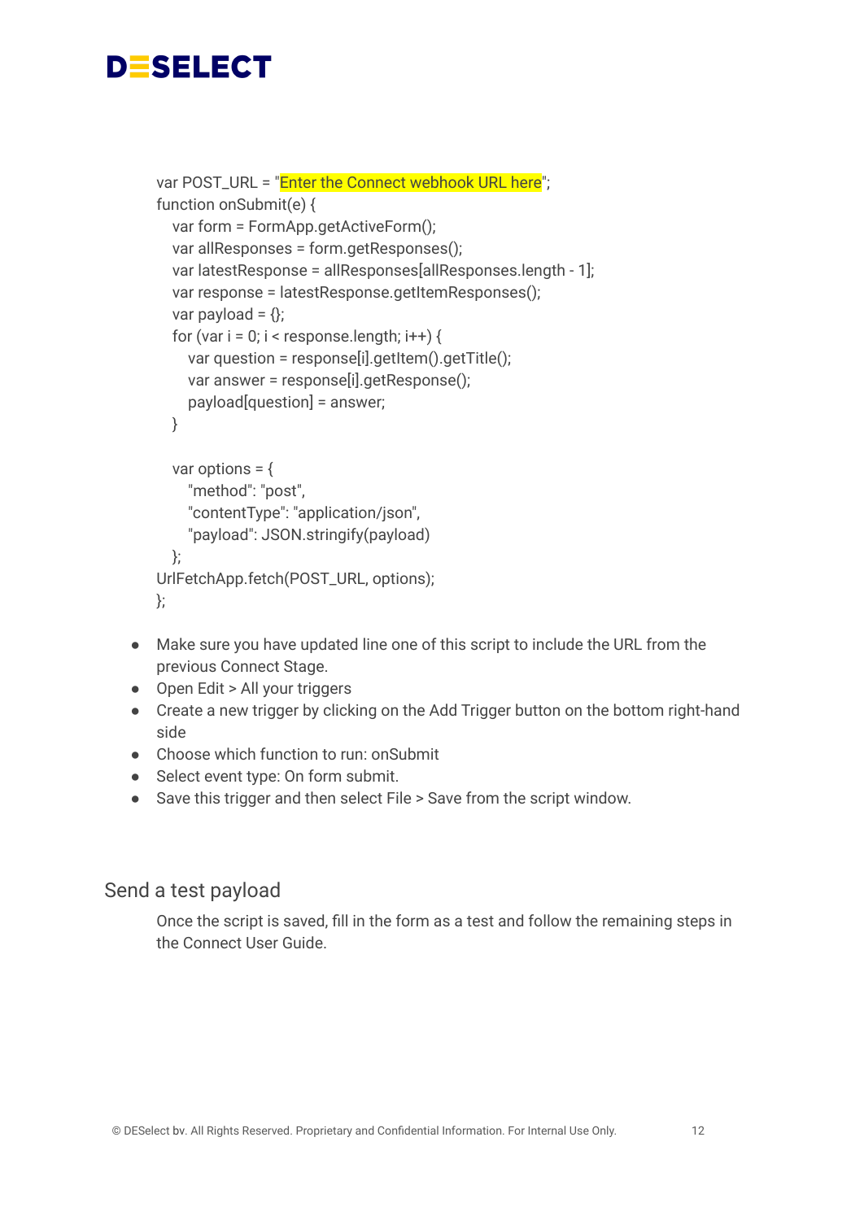```
var POST_URL = "Enter the Connect webhook URL here";
function onSubmit(e) {
  var form = FormApp.getActiveForm();
  var allResponses = form.getResponses();
  var latestResponse = allResponses[allResponses.length - 1];
  var response = latestResponse.getItemResponses();
  var payload = {};
  for (var i = 0; i < response.length; i++) {
    var question = response[i].getItem().getTitle();
    var answer = response[i].getResponse();
    payload[question] = answer;
  }

  var options = {
    "method": "post",
    "contentType": "application/json",
    "payload": JSON.stringify(payload)
  };
UrlFetchApp.fetch(POST_URL, options);
};
```

- Make sure you have updated line one of this script to include the URL from the previous Connect Stage.
- Open Edit > All your triggers
- Create a new trigger by clicking on the Add Trigger button on the bottom right-hand side
- Choose which function to run: onSubmit
- Select event type: On form submit.
- Save this trigger and then select File > Save from the script window.

## Send a test payload

Once the script is saved, fill in the form as a test and follow the remaining steps in the Connect User Guide.